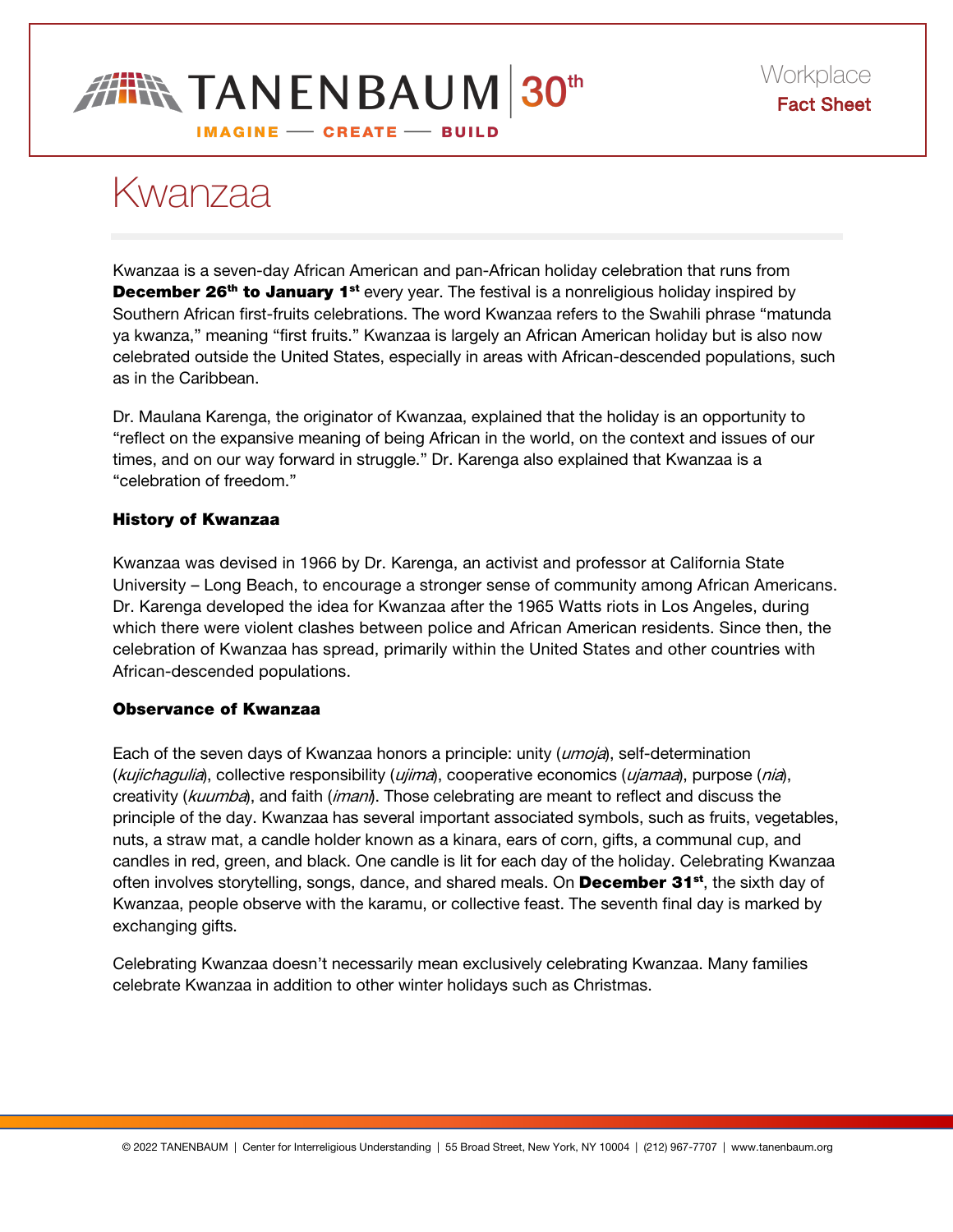TANENBAUM 30th
IMAGINE — CREATE — BUILD

Workplace
**Fact Sheet**

# Kwanzaa

Kwanzaa is a seven-day African American and pan-African holiday celebration that runs from **December 26th to January 1st** every year. The festival is a nonreligious holiday inspired by Southern African first-fruits celebrations. The word Kwanzaa refers to the Swahili phrase "matunda ya kwanza," meaning "first fruits." Kwanzaa is largely an African American holiday but is also now celebrated outside the United States, especially in areas with African-descended populations, such as in the Caribbean.

Dr. Maulana Karenga, the originator of Kwanzaa, explained that the holiday is an opportunity to "reflect on the expansive meaning of being African in the world, on the context and issues of our times, and on our way forward in struggle." Dr. Karenga also explained that Kwanzaa is a "celebration of freedom."

## History of Kwanzaa

Kwanzaa was devised in 1966 by Dr. Karenga, an activist and professor at California State University – Long Beach, to encourage a stronger sense of community among African Americans. Dr. Karenga developed the idea for Kwanzaa after the 1965 Watts riots in Los Angeles, during which there were violent clashes between police and African American residents. Since then, the celebration of Kwanzaa has spread, primarily within the United States and other countries with African-descended populations.

## Observance of Kwanzaa

Each of the seven days of Kwanzaa honors a principle: unity (*umoja*), self-determination (*kujichagulia*), collective responsibility (*ujima*), cooperative economics (*ujamaa*), purpose (*nia*), creativity (*kuumba*), and faith (*imani*). Those celebrating are meant to reflect and discuss the principle of the day. Kwanzaa has several important associated symbols, such as fruits, vegetables, nuts, a straw mat, a candle holder known as a kinara, ears of corn, gifts, a communal cup, and candles in red, green, and black. One candle is lit for each day of the holiday. Celebrating Kwanzaa often involves storytelling, songs, dance, and shared meals. On **December 31st**, the sixth day of Kwanzaa, people observe with the karamu, or collective feast. The seventh final day is marked by exchanging gifts.

Celebrating Kwanzaa doesn't necessarily mean exclusively celebrating Kwanzaa. Many families celebrate Kwanzaa in addition to other winter holidays such as Christmas.

© 2022 TANENBAUM | Center for Interreligious Understanding | 55 Broad Street, New York, NY 10004 | (212) 967-7707 | www.tanenbaum.org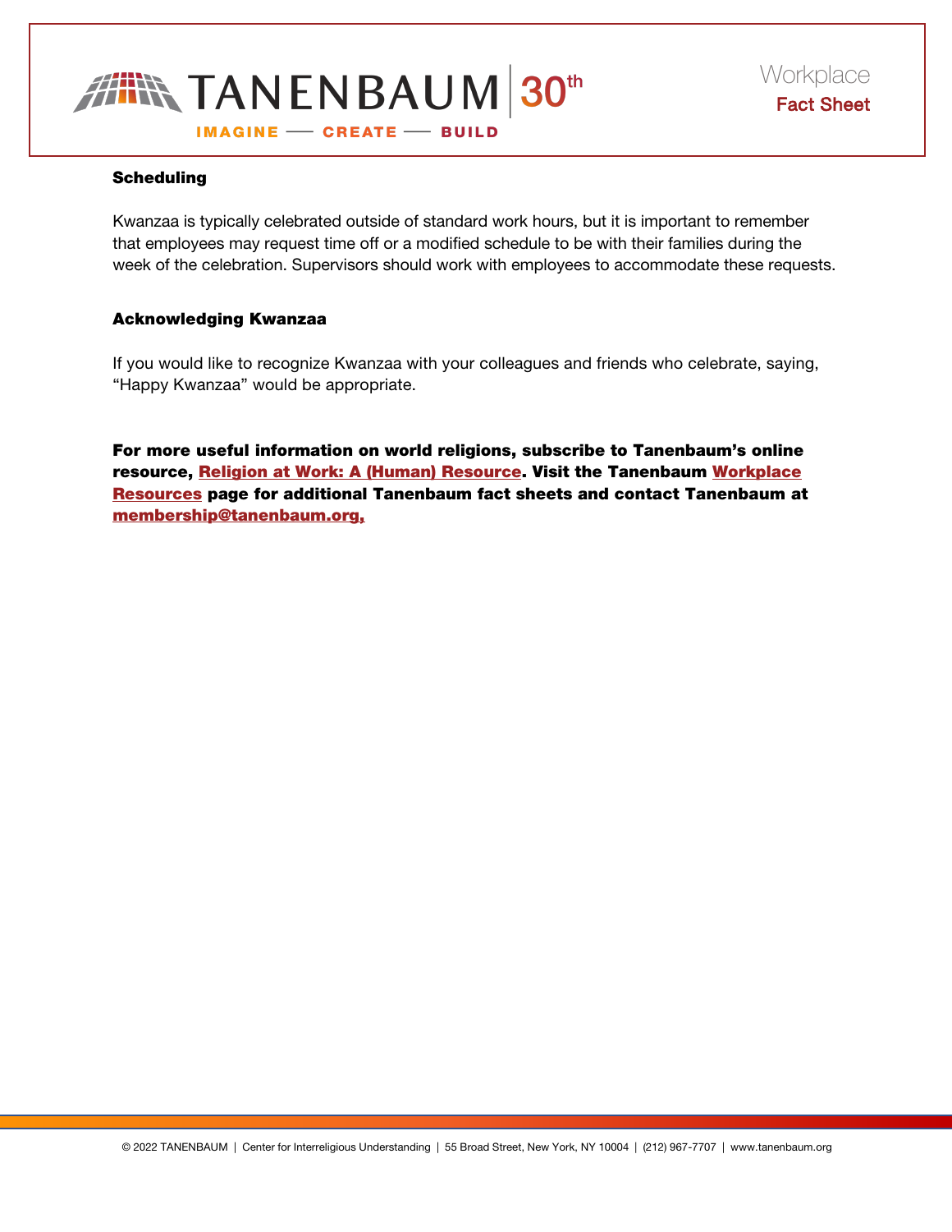### Scheduling

Kwanzaa is typically celebrated outside of standard work hours, but it is important to remember that employees may request time off or a modified schedule to be with their families during the week of the celebration. Supervisors should work with employees to accommodate these requests.

### Acknowledging Kwanzaa

If you would like to recognize Kwanzaa with your colleagues and friends who celebrate, saying, "Happy Kwanzaa" would be appropriate.

**For more useful information on world religions, subscribe to Tanenbaum's online resource, Religion at Work: A (Human) Resource. Visit the Tanenbaum Workplace Resources page for additional Tanenbaum fact sheets and contact Tanenbaum at membership@tanenbaum.org,**